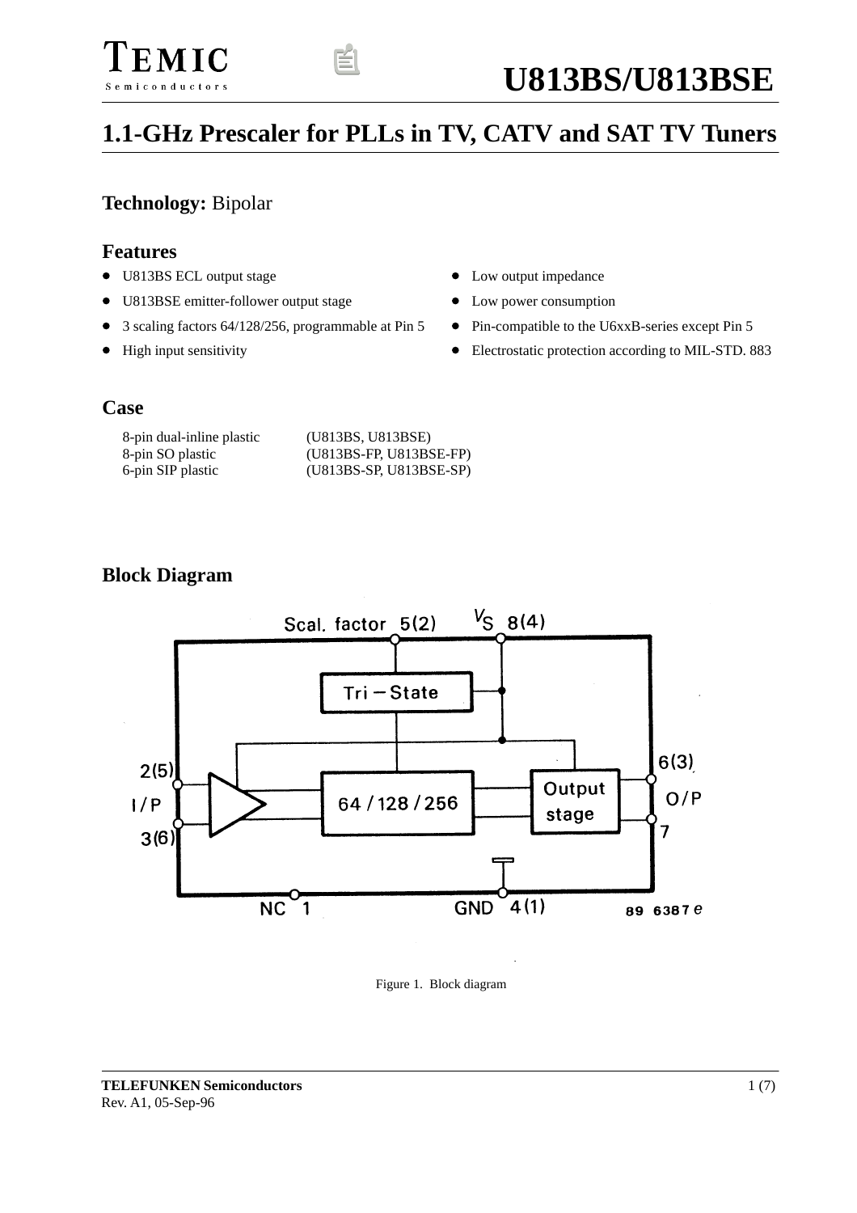# U813BS/U813BSE

## 1.1-GHz Prescaler for PLLs in TV, CATV and SAT TV Tuners

**Technology:** Bipolar

### Features

- U813BS ECL output stage
- U813BSE emitter-follower output stage
- 3 scaling factors 64/128/256, programmable at Pin 5
- High input sensitivity
- Low output impedance
- Low power consumption
- Pin-compatible to the U6xxB-series except Pin 5
- Electrostatic protection according to MIL-STD. 883

### Case

| | |
|---|---|
| 8-pin dual-inline plastic | (U813BS, U813BSE) |
| 8-pin SO plastic | (U813BS-FP, U813BSE-FP) |
| 6-pin SIP plastic | (U813BS-SP, U813BSE-SP) |

### Block Diagram

Figure 1. Block diagram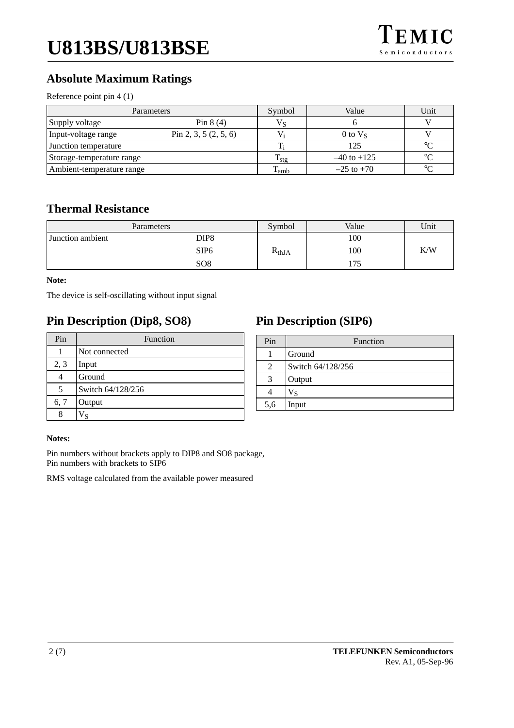## Absolute Maximum Ratings

Reference point pin 4 (1)

| Parameters | | Symbol | Value | Unit |
|---|---|---|---|---|
| Supply voltage | Pin 8 (4) | $V_S$ | 6 | V |
| Input-voltage range | Pin 2, 3, 5 (2, 5, 6) | $V_i$ | 0 to $V_S$ | V |
| Junction temperature | | $T_j$ | 125 | °C |
| Storage-temperature range | | $T_{stg}$ | –40 to +125 | °C |
| Ambient-temperature range | | $T_{amb}$ | –25 to +70 | °C |

## Thermal Resistance

| Parameters | | Symbol | Value | Unit |
|---|---|---|---|---|
| Junction ambient | DIP8 | $R_{thJA}$ | 100 | K/W |
| | SIP6 | | 100 | |
| | SO8 | | 175 | |

**Note:**

The device is self-oscillating without input signal

## Pin Description (Dip8, SO8)

| Pin | Function |
|---|---|
| 1 | Not connected |
| 2, 3 | Input |
| 4 | Ground |
| 5 | Switch 64/128/256 |
| 6, 7 | Output |
| 8 | $V_S$ |

## Pin Description (SIP6)

| Pin | Function |
|---|---|
| 1 | Ground |
| 2 | Switch 64/128/256 |
| 3 | Output |
| 4 | $V_S$ |
| 5,6 | Input |

**Notes:**

Pin numbers without brackets apply to DIP8 and SO8 package,
Pin numbers with brackets to SIP6

RMS voltage calculated from the available power measured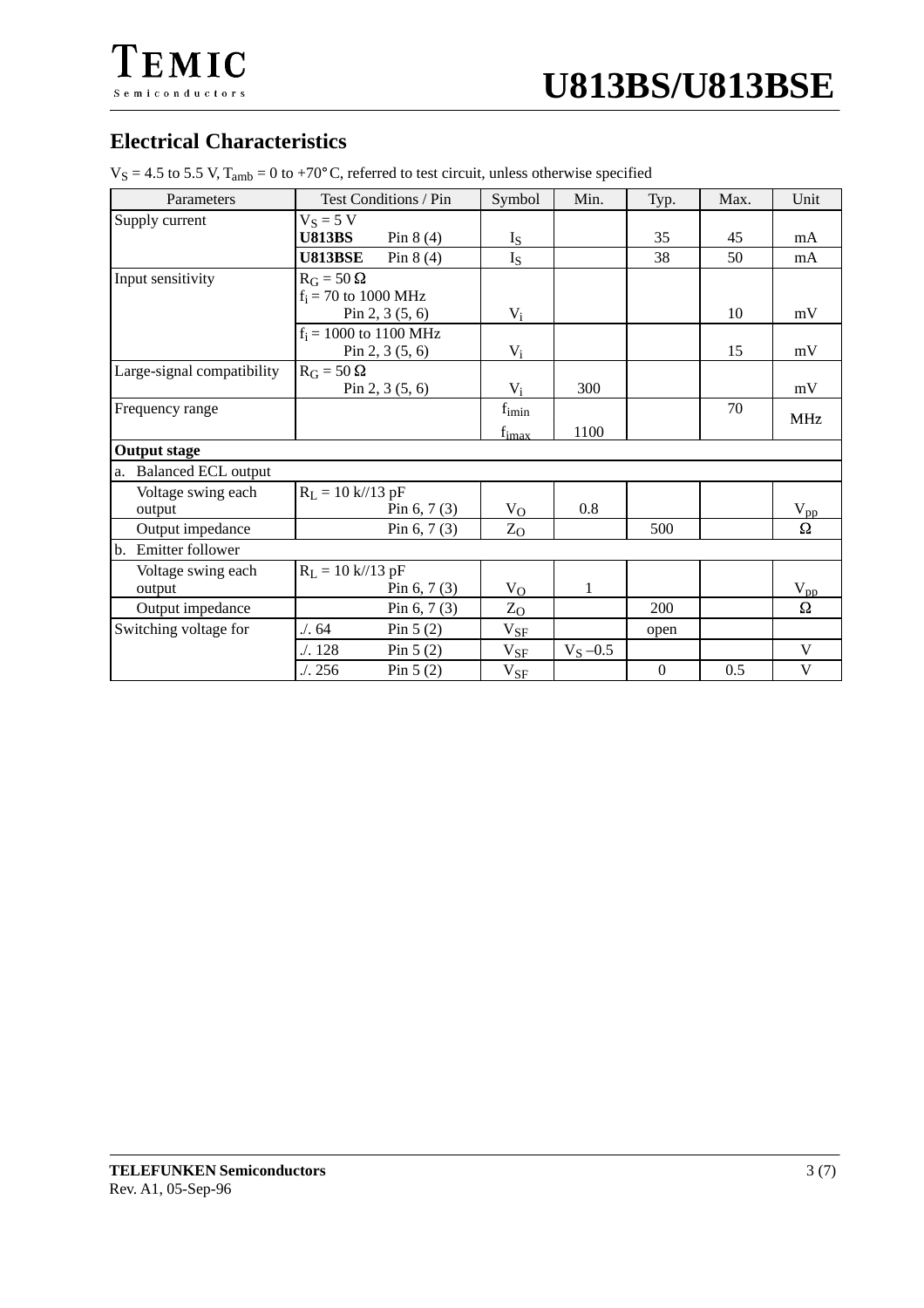## Electrical Characteristics

$V_S$ = 4.5 to 5.5 V, $T_{amb}$ = 0 to +70° C, referred to test circuit, unless otherwise specified

| Parameters | Test Conditions / Pin | Symbol | Min. | Typ. | Max. | Unit |
|---|---|---|---|---|---|---|
| Supply current | $V_S$ = 5 V<br>**U813BS** Pin 8 (4) | $I_S$ | | 35 | 45 | mA |
| | **U813BSE** Pin 8 (4) | $I_S$ | | 38 | 50 | mA |
| Input sensitivity | $R_G$ = 50 Ω<br>$f_i$ = 70 to 1000 MHz<br>Pin 2, 3 (5, 6) | $V_i$ | | | 10 | mV |
| | $f_i$ = 1000 to 1100 MHz<br>Pin 2, 3 (5, 6) | $V_i$ | | | 15 | mV |
| Large-signal compatibility | $R_G$ = 50 Ω<br>Pin 2, 3 (5, 6) | $V_i$ | 300 | | | mV |
| Frequency range | | $f_{imin}$<br>$f_{imax}$ | <br>1100 | | 70 | MHz |
| **Output stage** | | | | | | |
| a. Balanced ECL output | | | | | | |
| Voltage swing each output | $R_L$ = 10 k//13 pF<br>Pin 6, 7 (3) | $V_O$ | 0.8 | | | $V_{pp}$ |
| Output impedance | Pin 6, 7 (3) | $Z_O$ | | 500 | | Ω |
| b. Emitter follower | | | | | | |
| Voltage swing each output | $R_L$ = 10 k//13 pF<br>Pin 6, 7 (3) | $V_O$ | 1 | | | $V_{pp}$ |
| Output impedance | Pin 6, 7 (3) | $Z_O$ | | 200 | | Ω |
| Switching voltage for | ./. 64 Pin 5 (2) | $V_{SF}$ | | open | | |
| | ./. 128 Pin 5 (2) | $V_{SF}$ | $V_S$ –0.5 | | | V |
| | ./. 256 Pin 5 (2) | $V_{SF}$ | | 0 | 0.5 | V |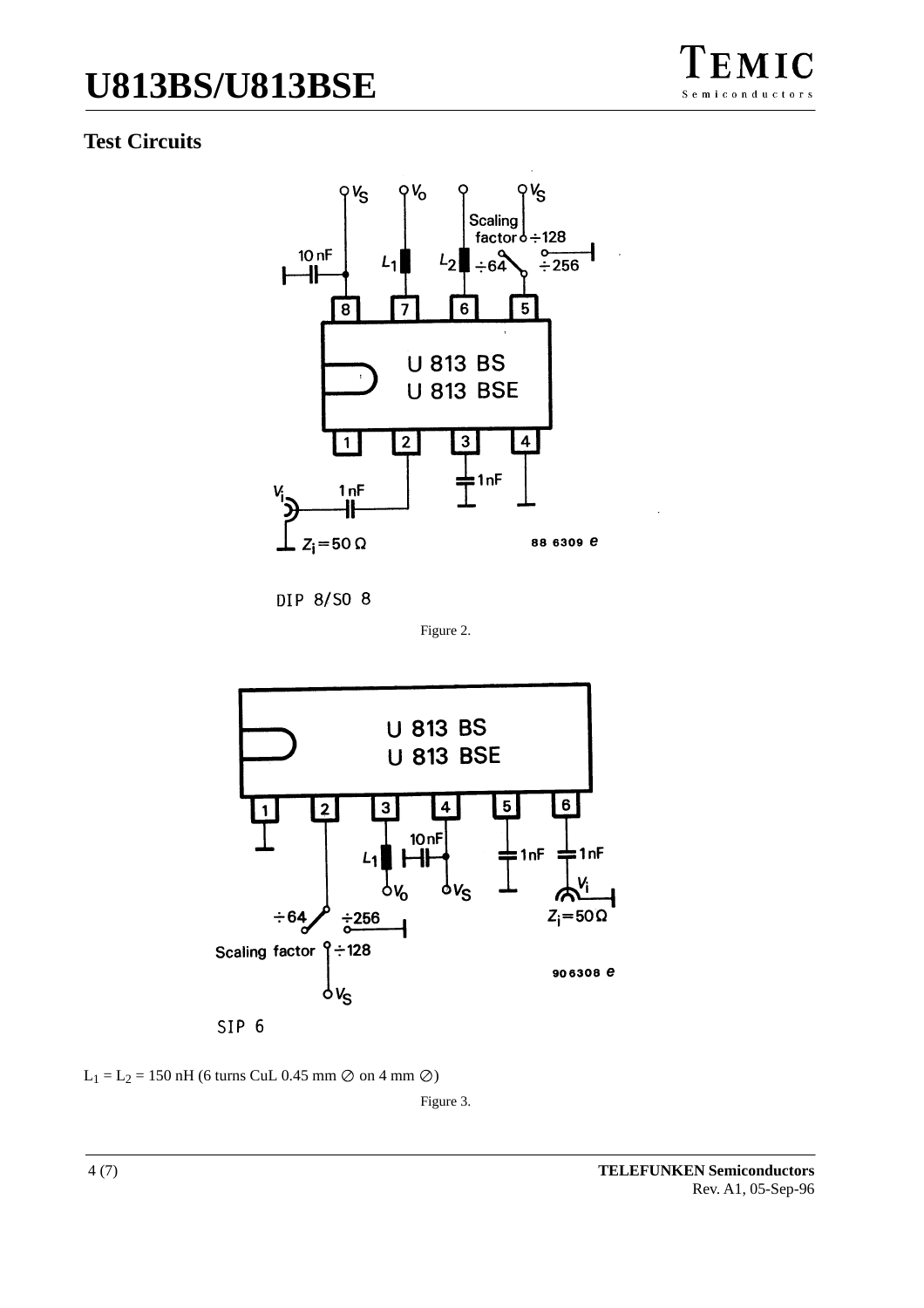## Test Circuits

DIP 8/SO 8

Figure 2.

SIP 6

$L_1 = L_2 = 150$ nH (6 turns CuL 0.45 mm ⊘ on 4 mm ⊘)

Figure 3.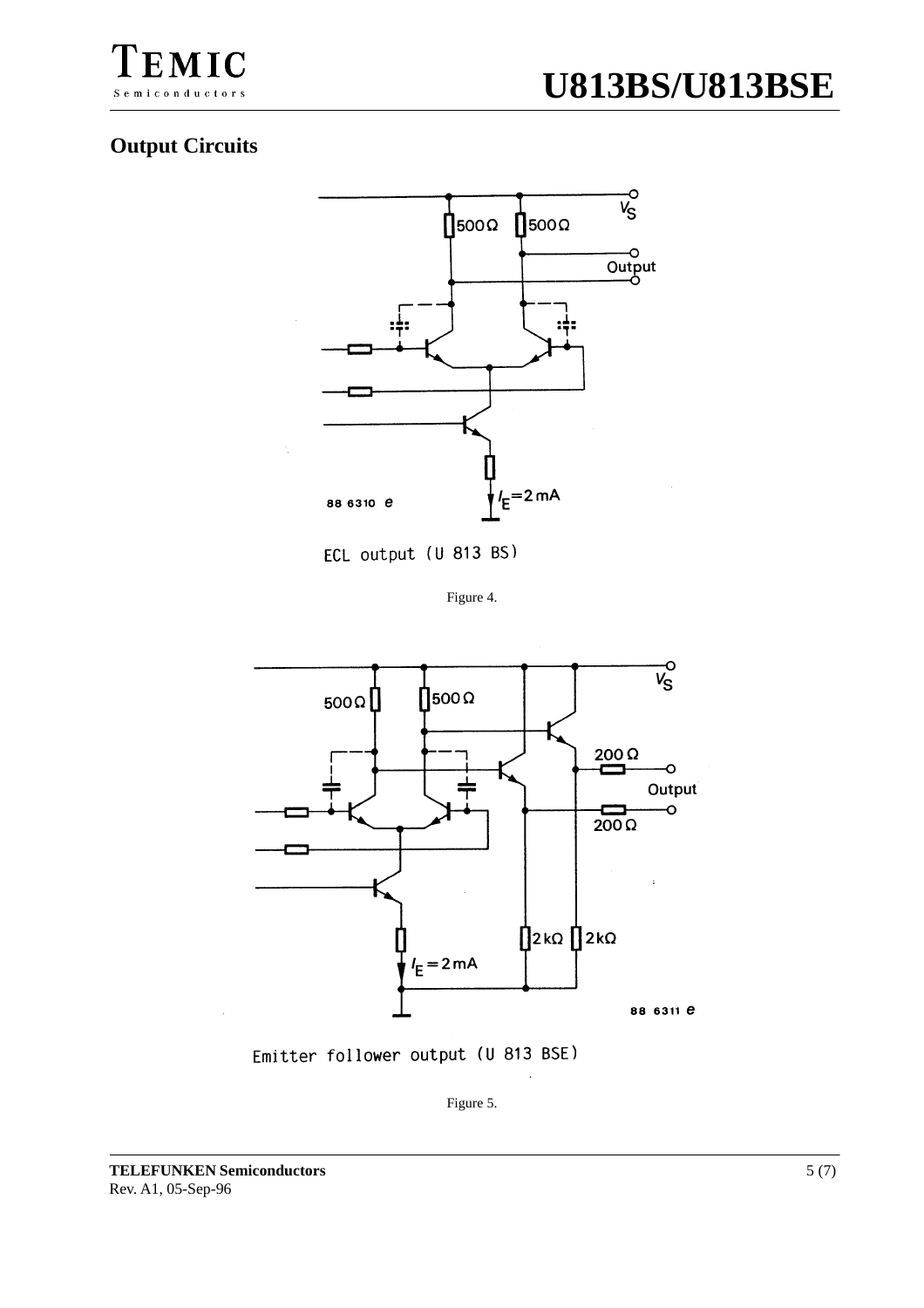## Output Circuits

ECL output (U 813 BS)

Figure 4.

Emitter follower output (U 813 BSE)

Figure 5.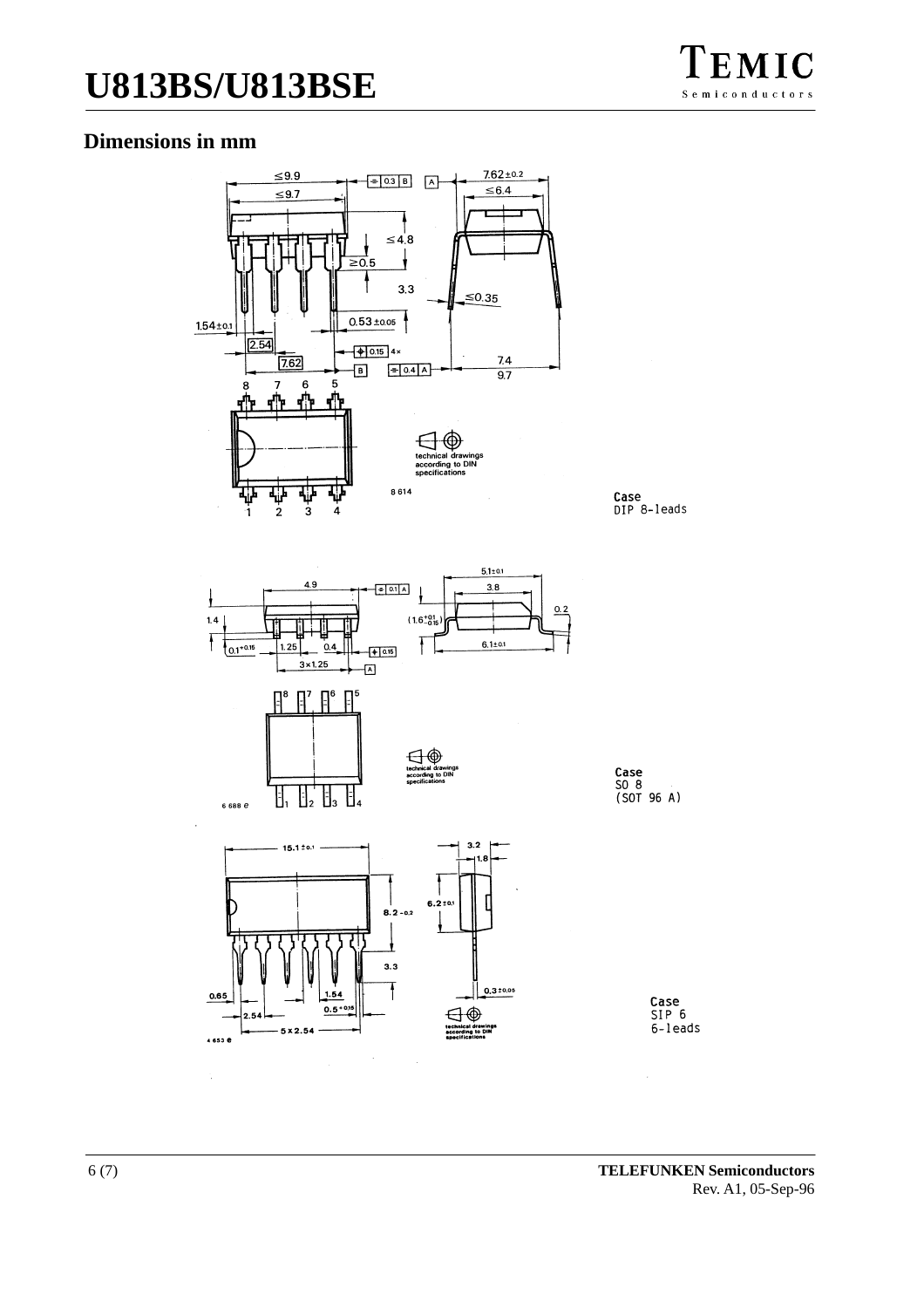## Dimensions in mm

Case
DIP 8-leads

Case
SO 8
(SOT 96 A)

Case
SIP 6
6-leads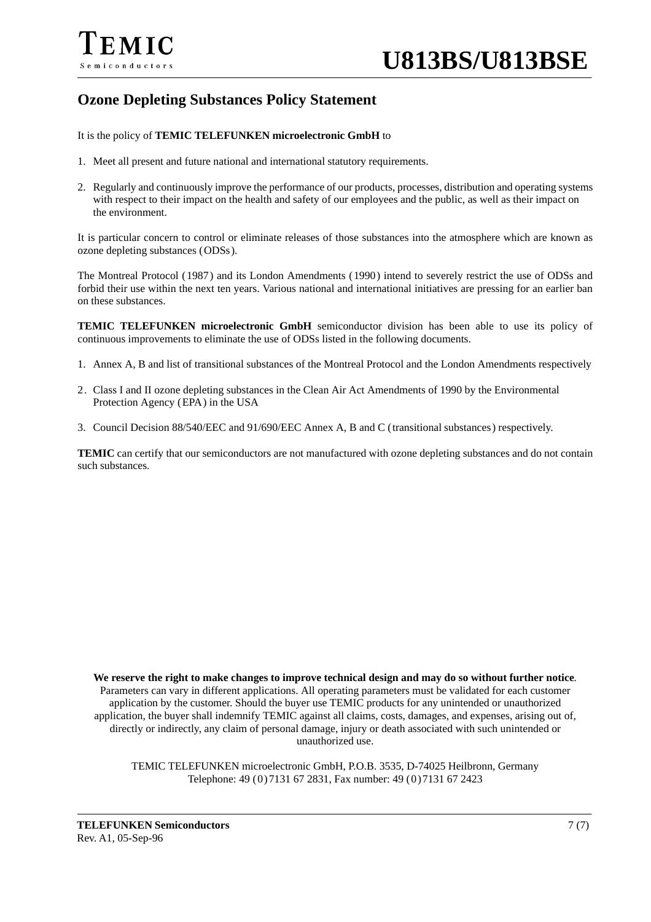## Ozone Depleting Substances Policy Statement

It is the policy of **TEMIC TELEFUNKEN microelectronic GmbH** to

1. Meet all present and future national and international statutory requirements.

2. Regularly and continuously improve the performance of our products, processes, distribution and operating systems with respect to their impact on the health and safety of our employees and the public, as well as their impact on the environment.

It is particular concern to control or eliminate releases of those substances into the atmosphere which are known as ozone depleting substances (ODSs).

The Montreal Protocol (1987) and its London Amendments (1990) intend to severely restrict the use of ODSs and forbid their use within the next ten years. Various national and international initiatives are pressing for an earlier ban on these substances.

**TEMIC TELEFUNKEN microelectronic GmbH** semiconductor division has been able to use its policy of continuous improvements to eliminate the use of ODSs listed in the following documents.

1. Annex A, B and list of transitional substances of the Montreal Protocol and the London Amendments respectively

2. Class I and II ozone depleting substances in the Clean Air Act Amendments of 1990 by the Environmental Protection Agency (EPA) in the USA

3. Council Decision 88/540/EEC and 91/690/EEC Annex A, B and C (transitional substances) respectively.

**TEMIC** can certify that our semiconductors are not manufactured with ozone depleting substances and do not contain such substances.

**We reserve the right to make changes to improve technical design and may do so without further notice.** Parameters can vary in different applications. All operating parameters must be validated for each customer application by the customer. Should the buyer use TEMIC products for any unintended or unauthorized application, the buyer shall indemnify TEMIC against all claims, costs, damages, and expenses, arising out of, directly or indirectly, any claim of personal damage, injury or death associated with such unintended or unauthorized use.

TEMIC TELEFUNKEN microelectronic GmbH, P.O.B. 3535, D-74025 Heilbronn, Germany
Telephone: 49 (0)7131 67 2831, Fax number: 49 (0)7131 67 2423